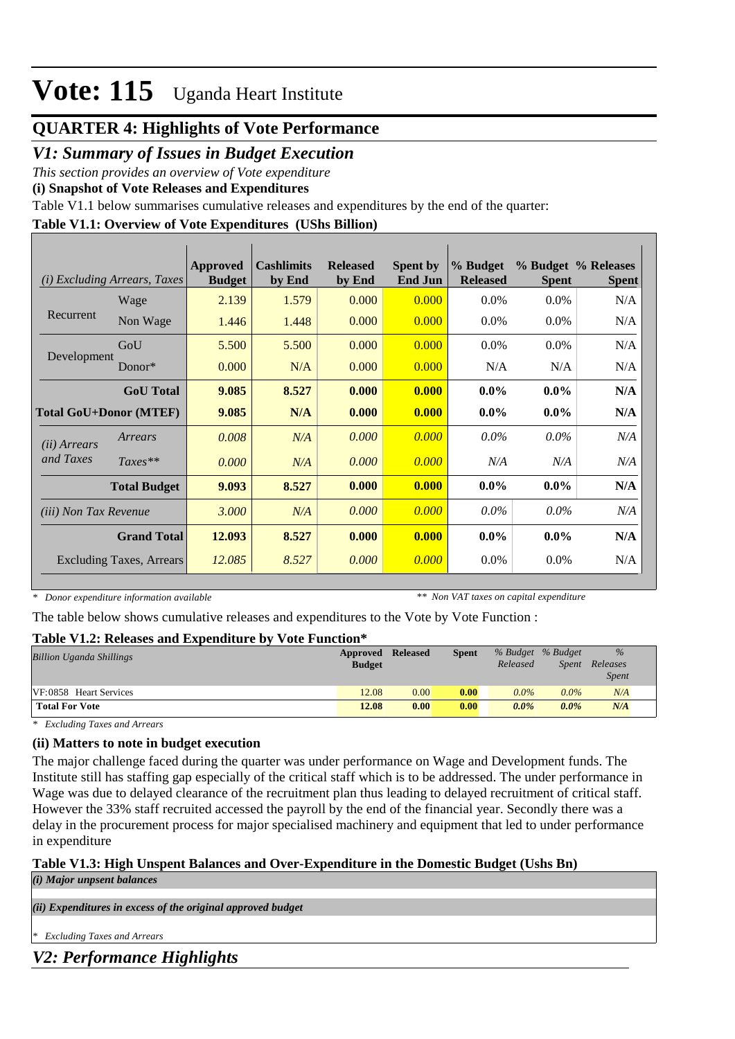# Vote: 115 Uganda Heart Institute

## QUARTER 4: Highlights of Vote Performance

### *V1: Summary of Issues in Budget Execution*

*This section provides an overview of Vote expenditure*

**(i) Snapshot of Vote Releases and Expenditures**

Table V1.1 below summarises cumulative releases and expenditures by the end of the quarter:

**Table V1.1: Overview of Vote Expenditures (UShs Billion)**

| *(i) Excluding Arrears, Taxes* | | Approved Budget | Cashlimits by End | Released by End | Spent by End Jun | % Budget Released | % Budget Spent | % Releases Spent |
|---|---|---|---|---|---|---|---|---|
| Recurrent | Wage | 2.139 | 1.579 | 0.000 | 0.000 | 0.0% | 0.0% | N/A |
| | Non Wage | 1.446 | 1.448 | 0.000 | 0.000 | 0.0% | 0.0% | N/A |
| Development | GoU | 5.500 | 5.500 | 0.000 | 0.000 | 0.0% | 0.0% | N/A |
| | Donor* | 0.000 | N/A | 0.000 | 0.000 | N/A | N/A | N/A |
| | **GoU Total** | **9.085** | **8.527** | **0.000** | **0.000** | **0.0%** | **0.0%** | **N/A** |
| **Total GoU+Donor (MTEF)** | | **9.085** | **N/A** | **0.000** | **0.000** | **0.0%** | **0.0%** | **N/A** |
| *(ii) Arrears and Taxes* | *Arrears* | *0.008* | *N/A* | *0.000* | *0.000* | *0.0%* | *0.0%* | *N/A* |
| | *Taxes*** | *0.000* | *N/A* | *0.000* | *0.000* | *N/A* | *N/A* | *N/A* |
| | **Total Budget** | **9.093** | **8.527** | **0.000** | **0.000** | **0.0%** | **0.0%** | **N/A** |
| *(iii) Non Tax Revenue* | | *3.000* | *N/A* | *0.000* | *0.000* | *0.0%* | *0.0%* | *N/A* |
| | **Grand Total** | **12.093** | **8.527** | **0.000** | **0.000** | **0.0%** | **0.0%** | **N/A** |
| Excluding Taxes, Arrears | | *12.085* | *8.527* | *0.000* | *0.000* | 0.0% | 0.0% | N/A |

*\* Donor expenditure information available* &nbsp;&nbsp;&nbsp;&nbsp; *\*\* Non VAT taxes on capital expenditure*

The table below shows cumulative releases and expenditures to the Vote by Vote Function :

**Table V1.2: Releases and Expenditure by Vote Function***

| *Billion Uganda Shillings* | Approved Budget | Released | Spent | *% Budget Released* | *% Budget Spent* | *% Releases Spent* |
|---|---|---|---|---|---|---|
| VF:0858 Heart Services | 12.08 | 0.00 | **0.00** | *0.0%* | *0.0%* | *N/A* |
| **Total For Vote** | **12.08** | **0.00** | **0.00** | ***0.0%*** | ***0.0%*** | ***N/A*** |

*\* Excluding Taxes and Arrears*

**(ii) Matters to note in budget execution**

The major challenge faced during the quarter was under performance on Wage and Development funds. The Institute still has staffing gap especially of the critical staff which is to be addressed. The under performance in Wage was due to delayed clearance of the recruitment plan thus leading to delayed recruitment of critical staff. However the 33% staff recruited accessed the payroll by the end of the financial year. Secondly there was a delay in the procurement process for major specialised machinery and equipment that led to under performance in expenditure

**Table V1.3: High Unspent Balances and Over-Expenditure in the Domestic Budget (Ushs Bn)**

***(i) Major unpsent balances***

***(ii) Expenditures in excess of the original approved budget***

*\* Excluding Taxes and Arrears*

### *V2: Performance Highlights*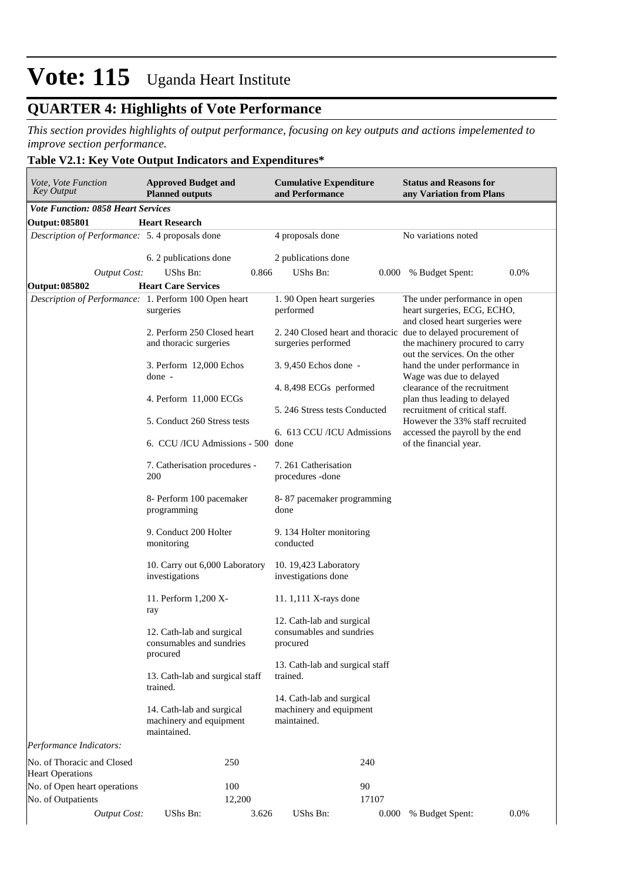# Vote: 115 Uganda Heart Institute

## QUARTER 4: Highlights of Vote Performance

*This section provides highlights of output performance, focusing on key outputs and actions impelemented to improve section performance.*

### Table V2.1: Key Vote Output Indicators and Expenditures*

| *Vote, Vote Function Key Output* | **Approved Budget and Planned outputs** | **Cumulative Expenditure and Performance** | **Status and Reasons for any Variation from Plans** |
|---|---|---|---|
| ***Vote Function: 0858 Heart Services*** | | | |
| **Output: 085801** | **Heart Research** | | |
| *Description of Performance:* | 5. 4 proposals done<br><br>6. 2 publications done | 4 proposals done<br><br>2 publications done | No variations noted |
| *Output Cost:* | UShs Bn: 0.866 | UShs Bn: 0.000 | % Budget Spent: 0.0% |
| **Output: 085802** | **Heart Care Services** | | |
| *Description of Performance:* | 1. Perform 100 Open heart surgeries<br><br>2. Perform 250 Closed heart and thoracic surgeries<br><br>3. Perform 12,000 Echos done -<br><br>4. Perform 11,000 ECGs<br><br>5. Conduct 260 Stress tests<br><br>6. CCU /ICU Admissions - 500<br><br>7. Catherisation procedures - 200<br><br>8- Perform 100 pacemaker programming<br><br>9. Conduct 200 Holter monitoring<br><br>10. Carry out 6,000 Laboratory investigations<br><br>11. Perform 1,200 X-ray<br><br>12. Cath-lab and surgical consumables and sundries procured<br><br>13. Cath-lab and surgical staff trained.<br><br>14. Cath-lab and surgical machinery and equipment maintained. | 1. 90 Open heart surgeries performed<br><br>2. 240 Closed heart and thoracic surgeries performed<br><br>3. 9,450 Echos done -<br><br>4. 8,498 ECGs performed<br><br>5. 246 Stress tests Conducted<br><br>6. 613 CCU /ICU Admissions done<br><br>7. 261 Catherisation procedures -done<br><br>8- 87 pacemaker programming done<br><br>9. 134 Holter monitoring conducted<br><br>10. 19,423 Laboratory investigations done<br><br>11. 1,111 X-rays done<br><br>12. Cath-lab and surgical consumables and sundries procured<br><br>13. Cath-lab and surgical staff trained.<br><br>14. Cath-lab and surgical machinery and equipment maintained. | The under performance in open heart surgeries, ECG, ECHO, and closed heart surgeries were due to delayed procurement of the machinery procured to carry out the services. On the other hand the under performance in Wage was due to delayed clearance of the recruitment plan thus leading to delayed recruitment of critical staff. However the 33% staff recruited accessed the payroll by the end of the financial year. |
| *Performance Indicators:* | | | |
| No. of Thoracic and Closed Heart Operations | 250 | 240 | |
| No. of Open heart operations | 100 | 90 | |
| No. of Outpatients | 12,200 | 17107 | |
| *Output Cost:* | UShs Bn: 3.626 | UShs Bn: 0.000 | % Budget Spent: 0.0% |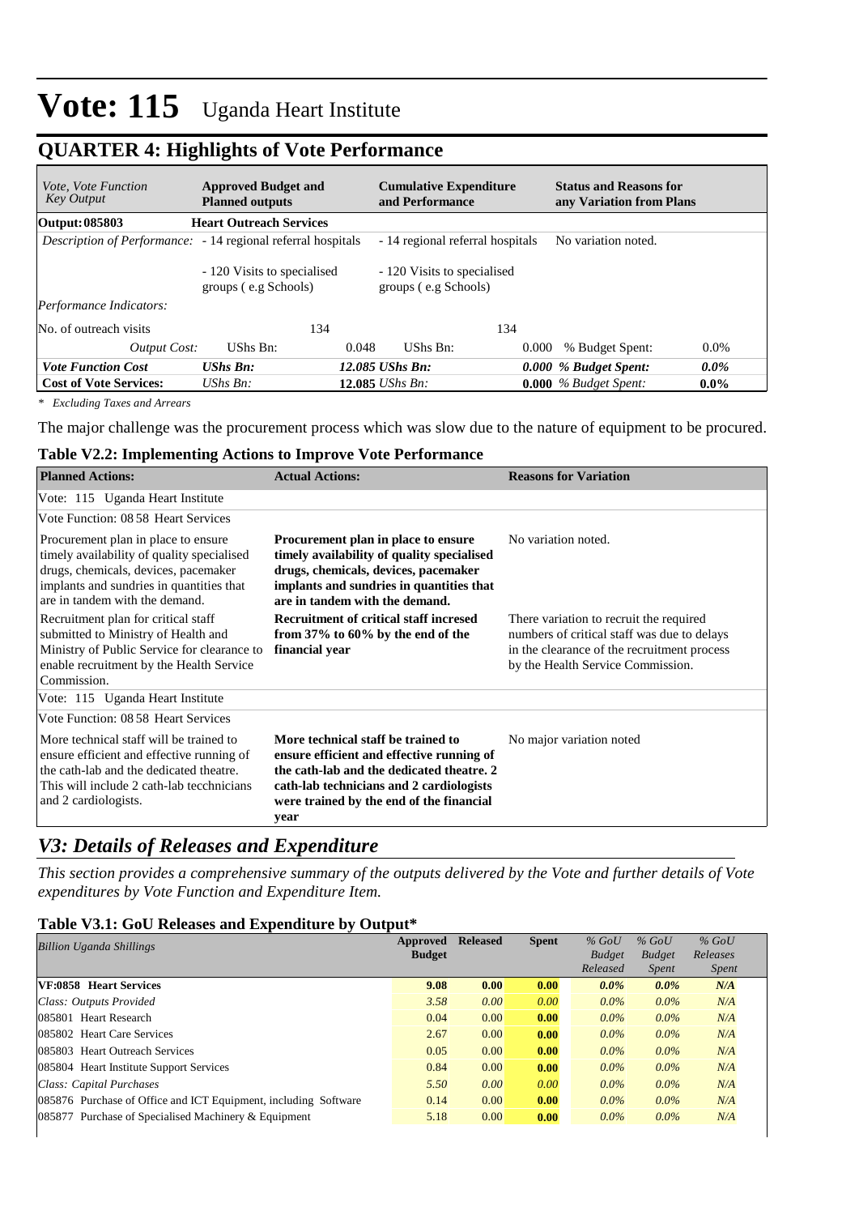# Vote: 115 Uganda Heart Institute

## QUARTER 4: Highlights of Vote Performance

| *Vote, Vote Function Key Output* | **Approved Budget and Planned outputs** | | **Cumulative Expenditure and Performance** | | **Status and Reasons for any Variation from Plans** | |
|---|---|---|---|---|---|---|
| **Output: 085803** | **Heart Outreach Services** | | | | | |
| *Description of Performance:* | - 14 regional referral hospitals<br><br>- 120 Visits to specialised groups ( e.g Schools) | | - 14 regional referral hospitals<br><br>- 120 Visits to specialised groups ( e.g Schools) | | No variation noted. | |
| *Performance Indicators:* | | | | | | |
| No. of outreach visits | | 134 | | 134 | | |
| *Output Cost:* | UShs Bn: | 0.048 | UShs Bn: | 0.000 | % Budget Spent: | 0.0% |
| ***Vote Function Cost*** | ***UShs Bn:*** | ***12.085*** | ***UShs Bn:*** | ***0.000*** | ***% Budget Spent:*** | ***0.0%*** |
| **Cost of Vote Services:** | *UShs Bn:* | **12.085** | *UShs Bn:* | **0.000** | *% Budget Spent:* | **0.0%** |

*\* Excluding Taxes and Arrears*

The major challenge was the procurement process which was slow due to the nature of equipment to be procured.

### Table V2.2: Implementing Actions to Improve Vote Performance

| **Planned Actions:** | **Actual Actions:** | **Reasons for Variation** |
|---|---|---|
| Vote: 115 Uganda Heart Institute | | |
| Vote Function: 08 58 Heart Services | | |
| Procurement plan in place to ensure timely availability of quality specialised drugs, chemicals, devices, pacemaker implants and sundries in quantities that are in tandem with the demand. | **Procurement plan in place to ensure timely availability of quality specialised drugs, chemicals, devices, pacemaker implants and sundries in quantities that are in tandem with the demand.** | No variation noted. |
| Recruitment plan for critical staff submitted to Ministry of Health and Ministry of Public Service for clearance to enable recruitment by the Health Service Commission. | **Recruitment of critical staff incresed from 37% to 60% by the end of the financial year** | There variation to recruit the required numbers of critical staff was due to delays in the clearance of the recruitment process by the Health Service Commission. |
| Vote: 115 Uganda Heart Institute | | |
| Vote Function: 08 58 Heart Services | | |
| More technical staff will be trained to ensure efficient and effective running of the cath-lab and the dedicated theatre. This will include 2 cath-lab tecchnicians and 2 cardiologists. | **More technical staff be trained to ensure efficient and effective running of the cath-lab and the dedicated theatre. 2 cath-lab technicians and 2 cardiologists were trained by the end of the financial year** | No major variation noted |

## *V3: Details of Releases and Expenditure*

*This section provides a comprehensive summary of the outputs delivered by the Vote and further details of Vote expenditures by Vote Function and Expenditure Item.*

### Table V3.1: GoU Releases and Expenditure by Output*

| *Billion Uganda Shillings* | **Approved Budget** | **Released** | **Spent** | *% GoU Budget Released* | *% GoU Budget Spent* | *% GoU Releases Spent* |
|---|---|---|---|---|---|---|
| **VF:0858 Heart Services** | **9.08** | **0.00** | **0.00** | ***0.0%*** | ***0.0%*** | ***N/A*** |
| *Class: Outputs Provided* | *3.58* | *0.00* | *0.00* | *0.0%* | *0.0%* | *N/A* |
| 085801 Heart Research | 0.04 | 0.00 | **0.00** | *0.0%* | *0.0%* | *N/A* |
| 085802 Heart Care Services | 2.67 | 0.00 | **0.00** | *0.0%* | *0.0%* | *N/A* |
| 085803 Heart Outreach Services | 0.05 | 0.00 | **0.00** | *0.0%* | *0.0%* | *N/A* |
| 085804 Heart Institute Support Services | 0.84 | 0.00 | **0.00** | *0.0%* | *0.0%* | *N/A* |
| *Class: Capital Purchases* | *5.50* | *0.00* | *0.00* | *0.0%* | *0.0%* | *N/A* |
| 085876 Purchase of Office and ICT Equipment, including Software | 0.14 | 0.00 | **0.00** | *0.0%* | *0.0%* | *N/A* |
| 085877 Purchase of Specialised Machinery & Equipment | 5.18 | 0.00 | **0.00** | *0.0%* | *0.0%* | *N/A* |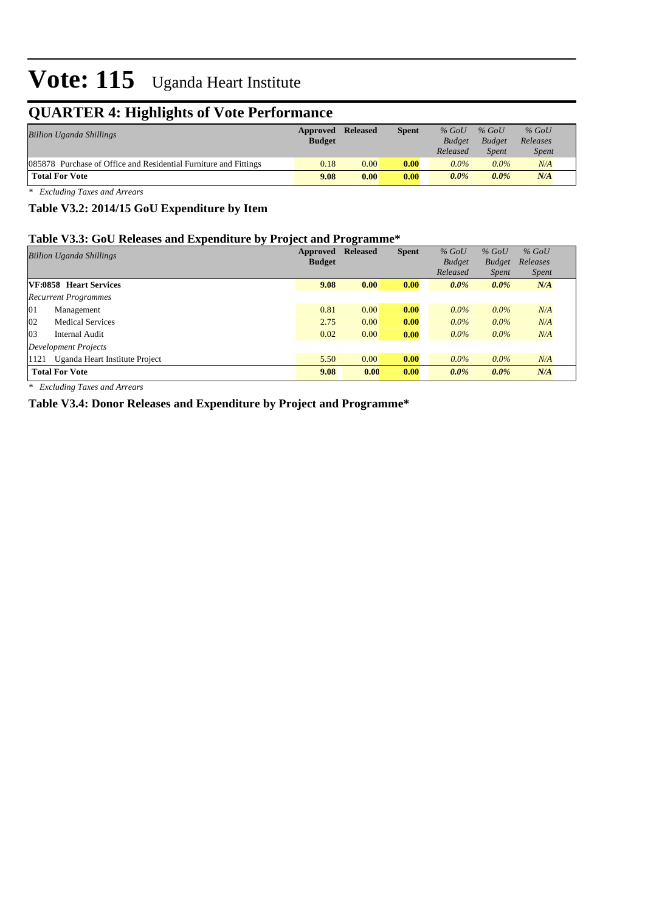# Vote: 115 Uganda Heart Institute

## QUARTER 4: Highlights of Vote Performance

| *Billion Uganda Shillings* | Approved Budget | Released | Spent | *% GoU Budget Released* | *% GoU Budget Spent* | *% GoU Releases Spent* |
|---|---|---|---|---|---|---|
| 085878 Purchase of Office and Residential Furniture and Fittings | 0.18 | 0.00 | **0.00** | *0.0%* | *0.0%* | *N/A* |
| **Total For Vote** | **9.08** | **0.00** | **0.00** | ***0.0%*** | ***0.0%*** | ***N/A*** |

*\* Excluding Taxes and Arrears*

### Table V3.2: 2014/15 GoU Expenditure by Item

### Table V3.3: GoU Releases and Expenditure by Project and Programme*

| *Billion Uganda Shillings* | Approved Budget | Released | Spent | *% GoU Budget Released* | *% GoU Budget Spent* | *% GoU Releases Spent* |
|---|---|---|---|---|---|---|
| **VF:0858 Heart Services** | **9.08** | **0.00** | **0.00** | ***0.0%*** | ***0.0%*** | ***N/A*** |
| *Recurrent Programmes* | | | | | | |
| 01 Management | 0.81 | 0.00 | **0.00** | *0.0%* | *0.0%* | *N/A* |
| 02 Medical Services | 2.75 | 0.00 | **0.00** | *0.0%* | *0.0%* | *N/A* |
| 03 Internal Audit | 0.02 | 0.00 | **0.00** | *0.0%* | *0.0%* | *N/A* |
| *Development Projects* | | | | | | |
| 1121 Uganda Heart Institute Project | 5.50 | 0.00 | **0.00** | *0.0%* | *0.0%* | *N/A* |
| **Total For Vote** | **9.08** | **0.00** | **0.00** | ***0.0%*** | ***0.0%*** | ***N/A*** |

*\* Excluding Taxes and Arrears*

### Table V3.4: Donor Releases and Expenditure by Project and Programme*